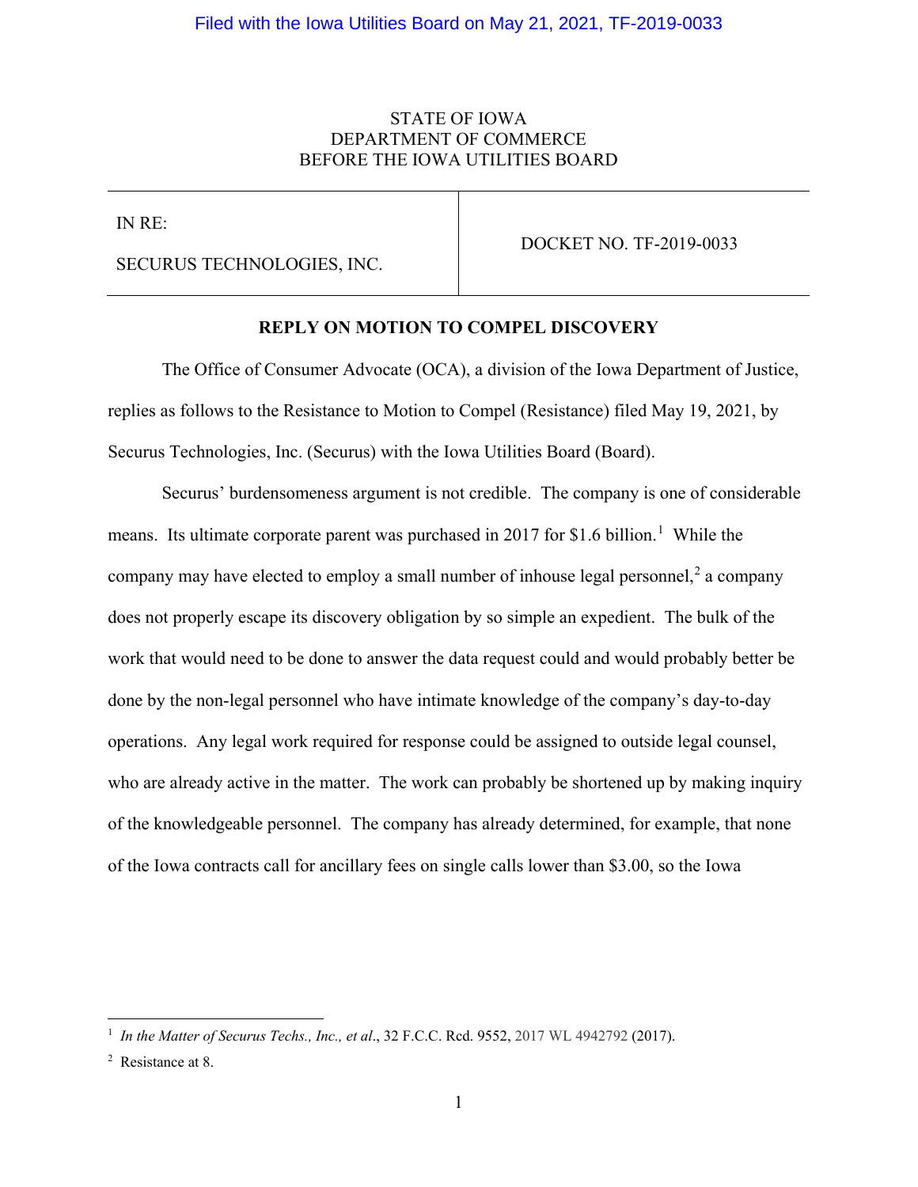Filed with the Iowa Utilities Board on May 21, 2021, TF-2019-0033

STATE OF IOWA
DEPARTMENT OF COMMERCE
BEFORE THE IOWA UTILITIES BOARD

| IN RE: SECURUS TECHNOLOGIES, INC. | DOCKET NO. TF-2019-0033 |
| --- | --- |

**REPLY ON MOTION TO COMPEL DISCOVERY**

The Office of Consumer Advocate (OCA), a division of the Iowa Department of Justice, replies as follows to the Resistance to Motion to Compel (Resistance) filed May 19, 2021, by Securus Technologies, Inc. (Securus) with the Iowa Utilities Board (Board).

Securus' burdensomeness argument is not credible. The company is one of considerable means. Its ultimate corporate parent was purchased in 2017 for $1.6 billion.[1] While the company may have elected to employ a small number of inhouse legal personnel,[2] a company does not properly escape its discovery obligation by so simple an expedient. The bulk of the work that would need to be done to answer the data request could and would probably better be done by the non-legal personnel who have intimate knowledge of the company's day-to-day operations. Any legal work required for response could be assigned to outside legal counsel, who are already active in the matter. The work can probably be shortened up by making inquiry of the knowledgeable personnel. The company has already determined, for example, that none of the Iowa contracts call for ancillary fees on single calls lower than $3.00, so the Iowa

---

[1] *In the Matter of Securus Techs., Inc., et al*., 32 F.C.C. Rcd. 9552, 2017 WL 4942792 (2017).

[2] Resistance at 8.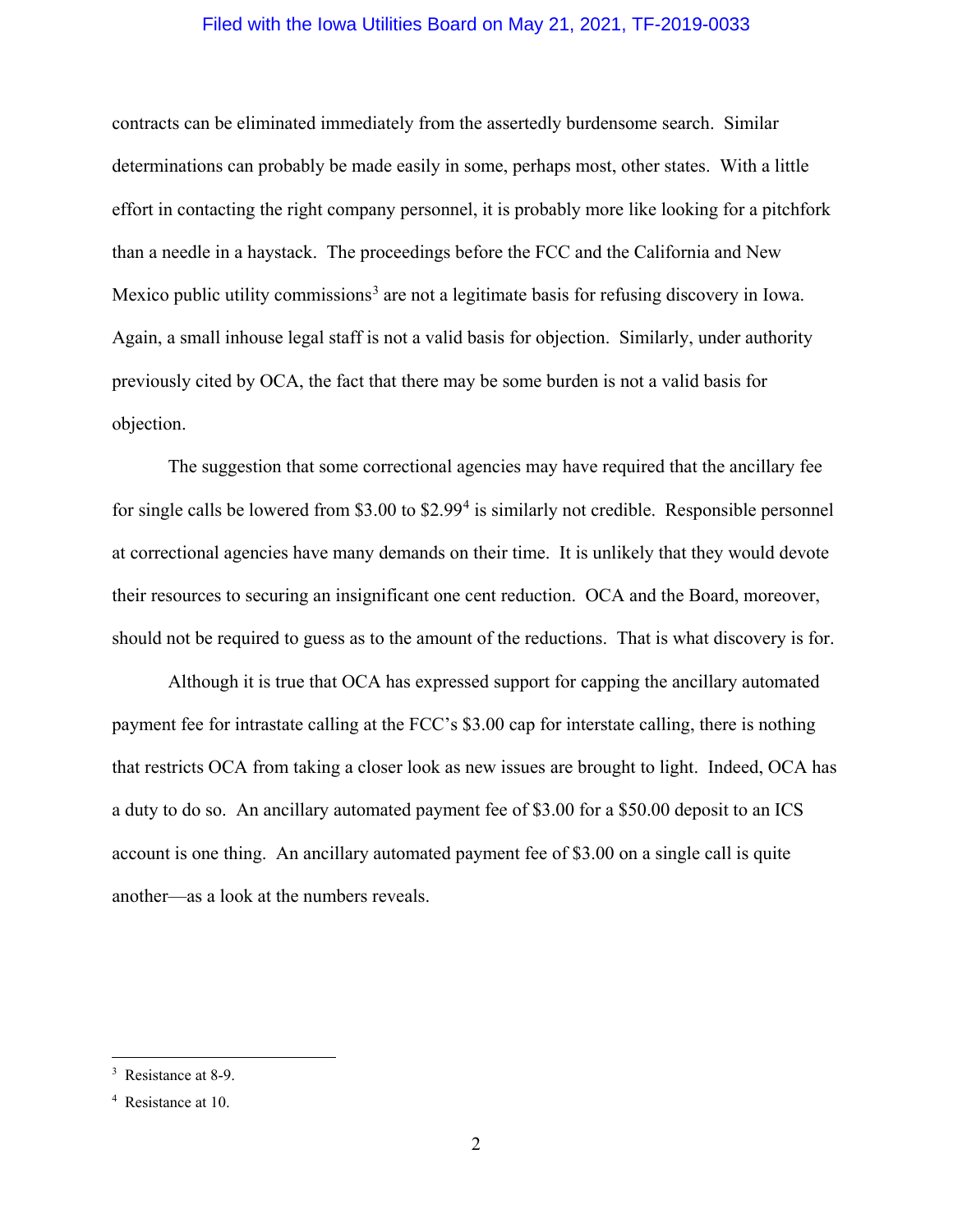contracts can be eliminated immediately from the assertedly burdensome search. Similar determinations can probably be made easily in some, perhaps most, other states. With a little effort in contacting the right company personnel, it is probably more like looking for a pitchfork than a needle in a haystack. The proceedings before the FCC and the California and New Mexico public utility commissions[3] are not a legitimate basis for refusing discovery in Iowa. Again, a small inhouse legal staff is not a valid basis for objection. Similarly, under authority previously cited by OCA, the fact that there may be some burden is not a valid basis for objection.

The suggestion that some correctional agencies may have required that the ancillary fee for single calls be lowered from $3.00 to $2.99[4] is similarly not credible. Responsible personnel at correctional agencies have many demands on their time. It is unlikely that they would devote their resources to securing an insignificant one cent reduction. OCA and the Board, moreover, should not be required to guess as to the amount of the reductions. That is what discovery is for.

Although it is true that OCA has expressed support for capping the ancillary automated payment fee for intrastate calling at the FCC's $3.00 cap for interstate calling, there is nothing that restricts OCA from taking a closer look as new issues are brought to light. Indeed, OCA has a duty to do so. An ancillary automated payment fee of $3.00 for a $50.00 deposit to an ICS account is one thing. An ancillary automated payment fee of $3.00 on a single call is quite another—as a look at the numbers reveals.

---

[3] Resistance at 8-9.

[4] Resistance at 10.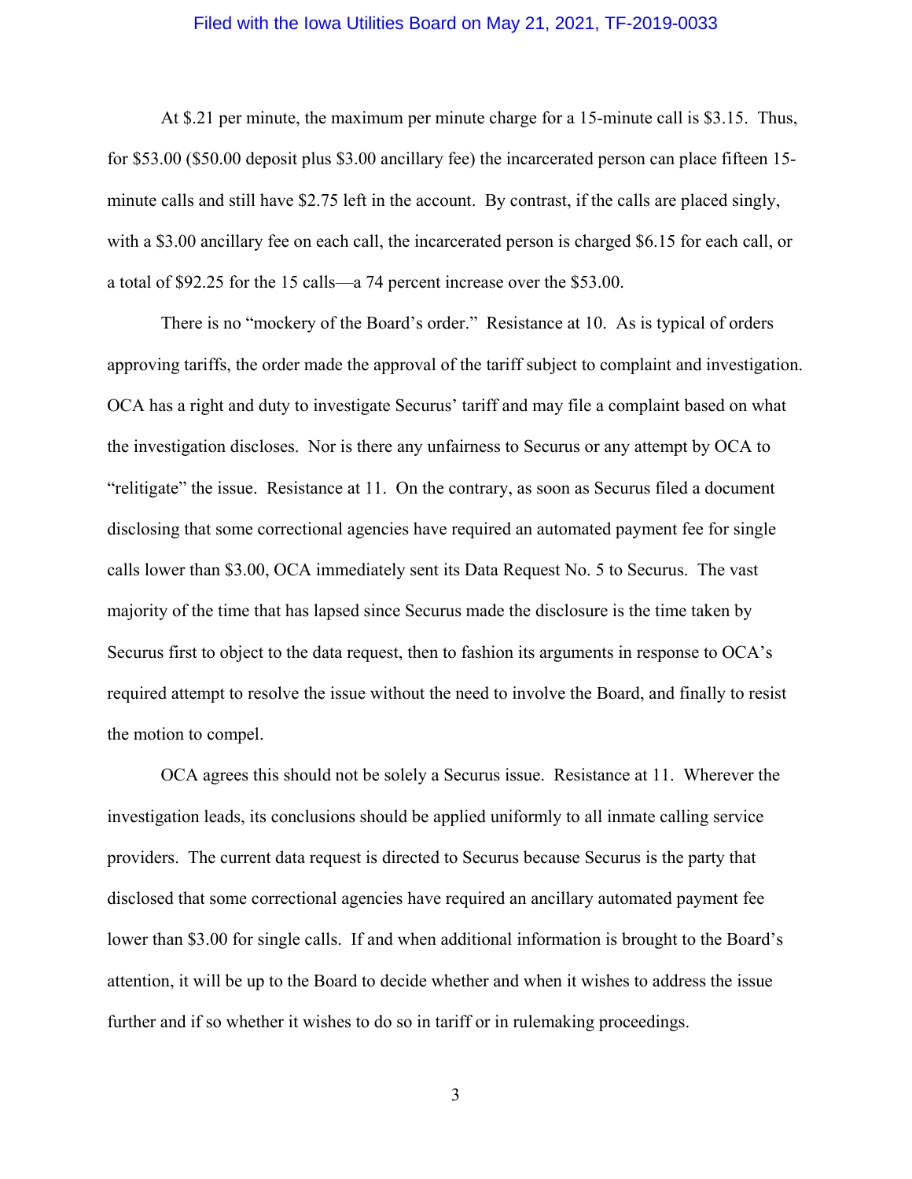At $.21 per minute, the maximum per minute charge for a 15-minute call is $3.15. Thus, for $53.00 ($50.00 deposit plus $3.00 ancillary fee) the incarcerated person can place fifteen 15-minute calls and still have $2.75 left in the account. By contrast, if the calls are placed singly, with a $3.00 ancillary fee on each call, the incarcerated person is charged $6.15 for each call, or a total of $92.25 for the 15 calls—a 74 percent increase over the $53.00.

There is no "mockery of the Board's order." Resistance at 10. As is typical of orders approving tariffs, the order made the approval of the tariff subject to complaint and investigation. OCA has a right and duty to investigate Securus' tariff and may file a complaint based on what the investigation discloses. Nor is there any unfairness to Securus or any attempt by OCA to "relitigate" the issue. Resistance at 11. On the contrary, as soon as Securus filed a document disclosing that some correctional agencies have required an automated payment fee for single calls lower than $3.00, OCA immediately sent its Data Request No. 5 to Securus. The vast majority of the time that has lapsed since Securus made the disclosure is the time taken by Securus first to object to the data request, then to fashion its arguments in response to OCA's required attempt to resolve the issue without the need to involve the Board, and finally to resist the motion to compel.

OCA agrees this should not be solely a Securus issue. Resistance at 11. Wherever the investigation leads, its conclusions should be applied uniformly to all inmate calling service providers. The current data request is directed to Securus because Securus is the party that disclosed that some correctional agencies have required an ancillary automated payment fee lower than $3.00 for single calls. If and when additional information is brought to the Board's attention, it will be up to the Board to decide whether and when it wishes to address the issue further and if so whether it wishes to do so in tariff or in rulemaking proceedings.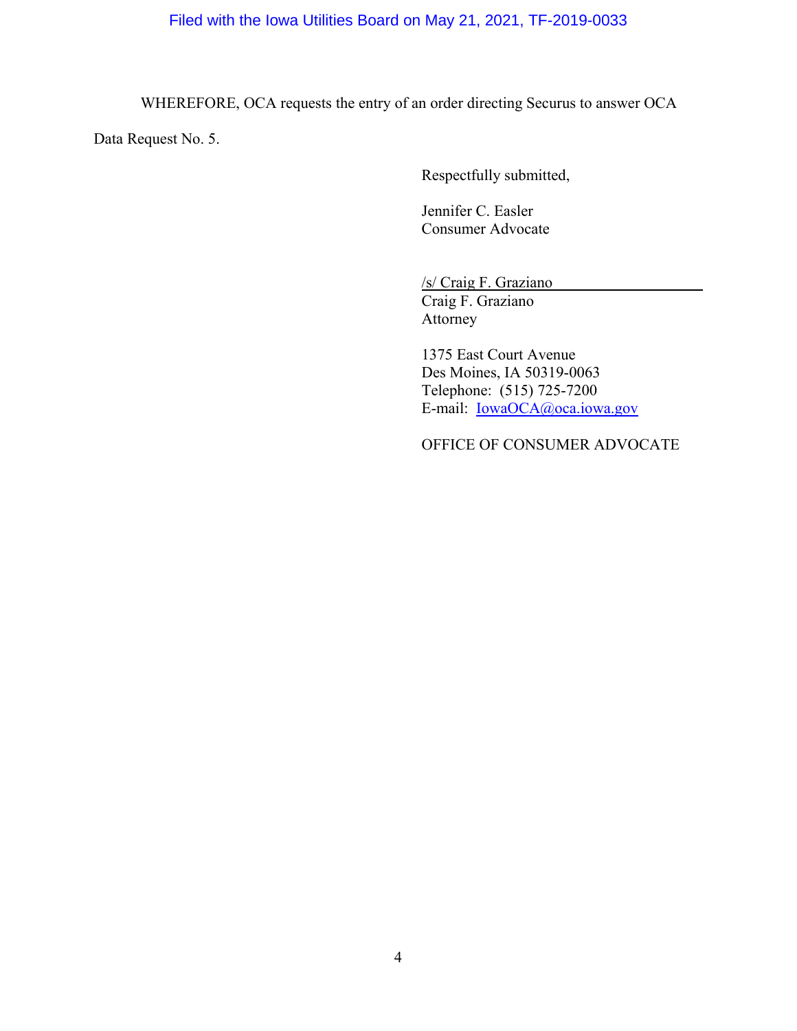WHEREFORE, OCA requests the entry of an order directing Securus to answer OCA Data Request No. 5.

Respectfully submitted,

Jennifer C. Easler
Consumer Advocate

/s/ Craig F. Graziano
Craig F. Graziano
Attorney

1375 East Court Avenue
Des Moines, IA 50319-0063
Telephone: (515) 725-7200
E-mail: IowaOCA@oca.iowa.gov

OFFICE OF CONSUMER ADVOCATE